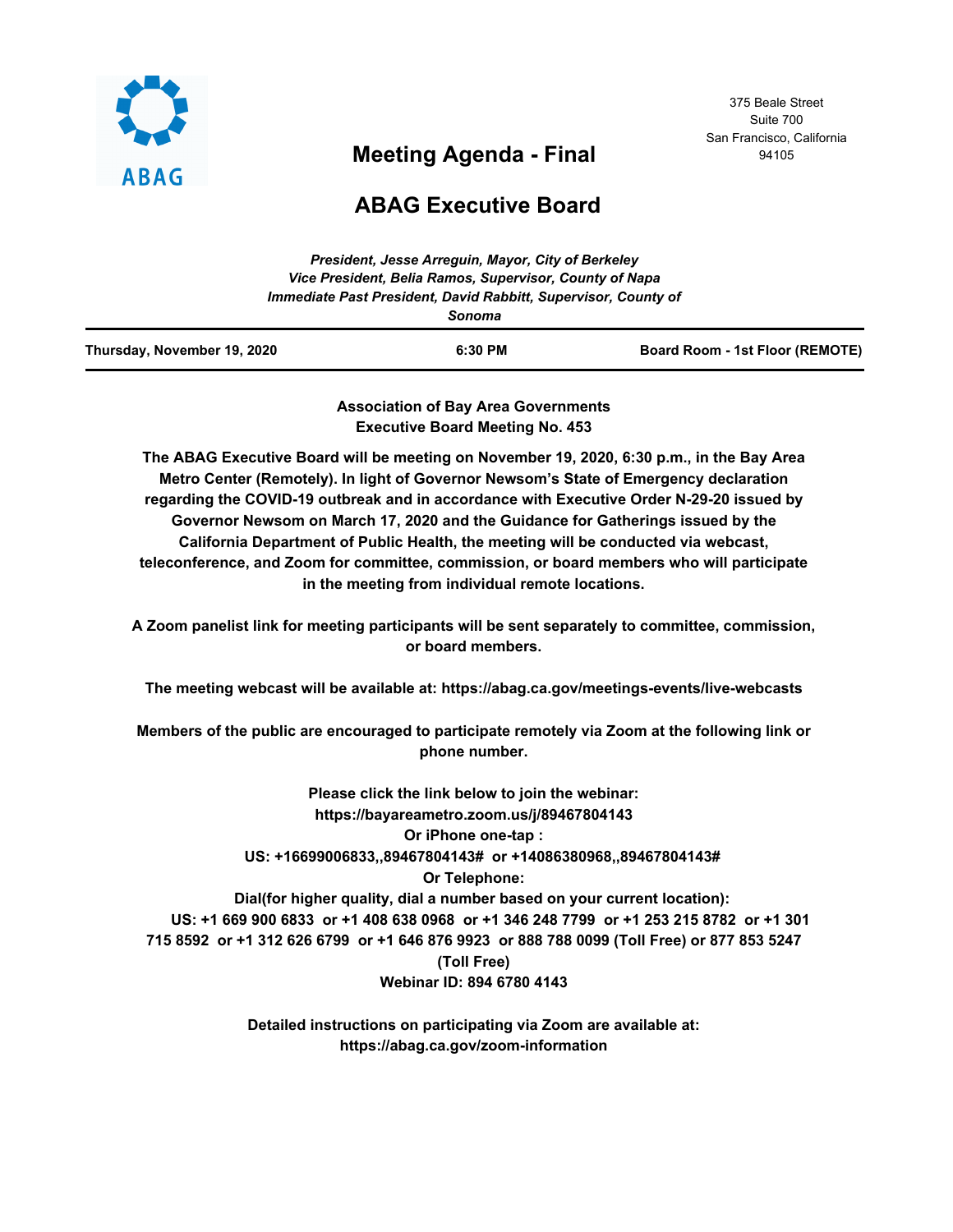ABAG

375 Beale Street
Suite 700
San Francisco, California
94105

# Meeting Agenda - Final

# ABAG Executive Board

*President, Jesse Arreguin, Mayor, City of Berkeley*
*Vice President, Belia Ramos, Supervisor, County of Napa*
*Immediate Past President, David Rabbitt, Supervisor, County of Sonoma*

**Thursday, November 19, 2020** | **6:30 PM** | **Board Room - 1st Floor (REMOTE)**

**Association of Bay Area Governments**
**Executive Board Meeting No. 453**

**The ABAG Executive Board will be meeting on November 19, 2020, 6:30 p.m., in the Bay Area Metro Center (Remotely). In light of Governor Newsom's State of Emergency declaration regarding the COVID-19 outbreak and in accordance with Executive Order N-29-20 issued by Governor Newsom on March 17, 2020 and the Guidance for Gatherings issued by the California Department of Public Health, the meeting will be conducted via webcast, teleconference, and Zoom for committee, commission, or board members who will participate in the meeting from individual remote locations.**

**A Zoom panelist link for meeting participants will be sent separately to committee, commission, or board members.**

**The meeting webcast will be available at: https://abag.ca.gov/meetings-events/live-webcasts**

**Members of the public are encouraged to participate remotely via Zoom at the following link or phone number.**

**Please click the link below to join the webinar:**
**https://bayareametro.zoom.us/j/89467804143**
**Or iPhone one-tap :**
**US: +16699006833,,89467804143# or +14086380968,,89467804143#**
**Or Telephone:**
**Dial(for higher quality, dial a number based on your current location):**
**US: +1 669 900 6833 or +1 408 638 0968 or +1 346 248 7799 or +1 253 215 8782 or +1 301 715 8592 or +1 312 626 6799 or +1 646 876 9923 or 888 788 0099 (Toll Free) or 877 853 5247 (Toll Free)**
**Webinar ID: 894 6780 4143**

**Detailed instructions on participating via Zoom are available at:**
**https://abag.ca.gov/zoom-information**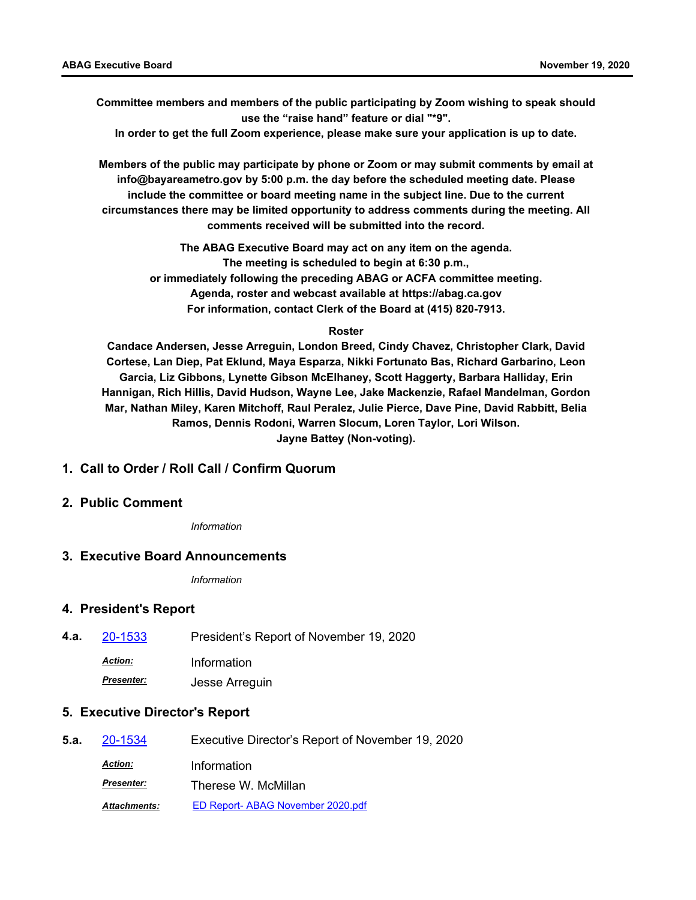**Committee members and members of the public participating by Zoom wishing to speak should use the "raise hand" feature or dial "*9".**
**In order to get the full Zoom experience, please make sure your application is up to date.**

**Members of the public may participate by phone or Zoom or may submit comments by email at info@bayareametro.gov by 5:00 p.m. the day before the scheduled meeting date. Please include the committee or board meeting name in the subject line. Due to the current circumstances there may be limited opportunity to address comments during the meeting. All comments received will be submitted into the record.**

**The ABAG Executive Board may act on any item on the agenda.**
**The meeting is scheduled to begin at 6:30 p.m.,**
**or immediately following the preceding ABAG or ACFA committee meeting.**
**Agenda, roster and webcast available at https://abag.ca.gov**
**For information, contact Clerk of the Board at (415) 820-7913.**

**Roster**

**Candace Andersen, Jesse Arreguin, London Breed, Cindy Chavez, Christopher Clark, David Cortese, Lan Diep, Pat Eklund, Maya Esparza, Nikki Fortunato Bas, Richard Garbarino, Leon Garcia, Liz Gibbons, Lynette Gibson McElhaney, Scott Haggerty, Barbara Halliday, Erin Hannigan, Rich Hillis, David Hudson, Wayne Lee, Jake Mackenzie, Rafael Mandelman, Gordon Mar, Nathan Miley, Karen Mitchoff, Raul Peralez, Julie Pierce, Dave Pine, David Rabbitt, Belia Ramos, Dennis Rodoni, Warren Slocum, Loren Taylor, Lori Wilson.**
**Jayne Battey (Non-voting).**

## 1. Call to Order / Roll Call / Confirm Quorum

## 2. Public Comment

*Information*

## 3. Executive Board Announcements

*Information*

## 4. President's Report

**4.a.** 20-1533 President's Report of November 19, 2020

***Action:*** Information

***Presenter:*** Jesse Arreguin

## 5. Executive Director's Report

**5.a.** 20-1534 Executive Director's Report of November 19, 2020

***Action:*** Information

***Presenter:*** Therese W. McMillan

***Attachments:*** ED Report- ABAG November 2020.pdf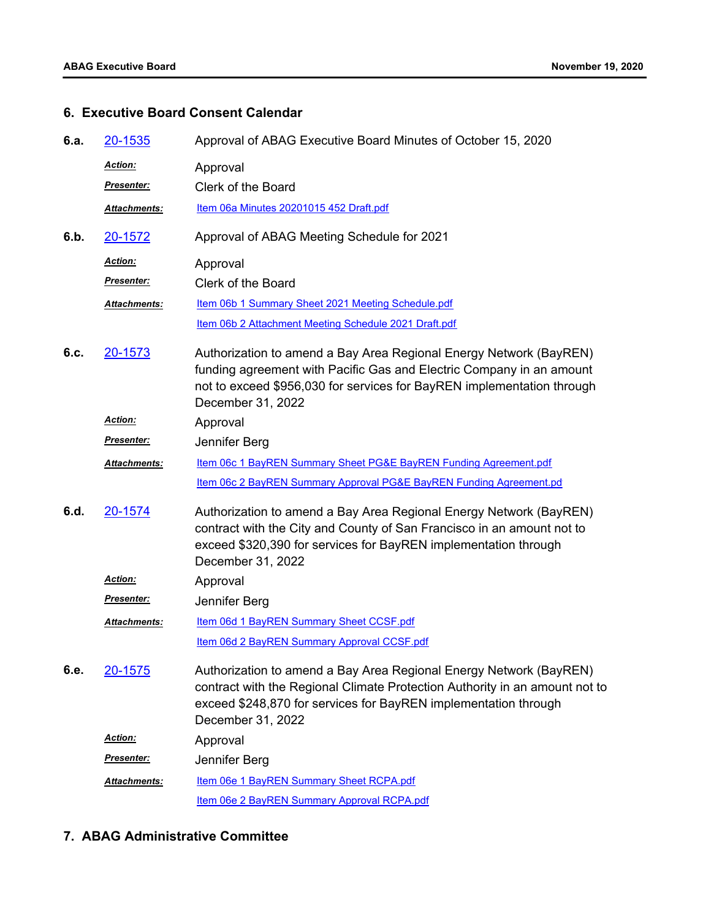## 6. Executive Board Consent Calendar

**6.a.** 20-1535 Approval of ABAG Executive Board Minutes of October 15, 2020

***Action:*** Approval

***Presenter:*** Clerk of the Board

***Attachments:*** Item 06a Minutes 20201015 452 Draft.pdf

**6.b.** 20-1572 Approval of ABAG Meeting Schedule for 2021

***Action:*** Approval

***Presenter:*** Clerk of the Board

***Attachments:*** Item 06b 1 Summary Sheet 2021 Meeting Schedule.pdf

Item 06b 2 Attachment Meeting Schedule 2021 Draft.pdf

**6.c.** 20-1573 Authorization to amend a Bay Area Regional Energy Network (BayREN) funding agreement with Pacific Gas and Electric Company in an amount not to exceed $956,030 for services for BayREN implementation through December 31, 2022

***Action:*** Approval

***Presenter:*** Jennifer Berg

***Attachments:*** Item 06c 1 BayREN Summary Sheet PG&E BayREN Funding Agreement.pdf

Item 06c 2 BayREN Summary Approval PG&E BayREN Funding Agreement.pd

**6.d.** 20-1574 Authorization to amend a Bay Area Regional Energy Network (BayREN) contract with the City and County of San Francisco in an amount not to exceed $320,390 for services for BayREN implementation through December 31, 2022

***Action:*** Approval

***Presenter:*** Jennifer Berg

***Attachments:*** Item 06d 1 BayREN Summary Sheet CCSF.pdf

Item 06d 2 BayREN Summary Approval CCSF.pdf

**6.e.** 20-1575 Authorization to amend a Bay Area Regional Energy Network (BayREN) contract with the Regional Climate Protection Authority in an amount not to exceed $248,870 for services for BayREN implementation through December 31, 2022

***Action:*** Approval

***Presenter:*** Jennifer Berg

***Attachments:*** Item 06e 1 BayREN Summary Sheet RCPA.pdf

Item 06e 2 BayREN Summary Approval RCPA.pdf

## 7. ABAG Administrative Committee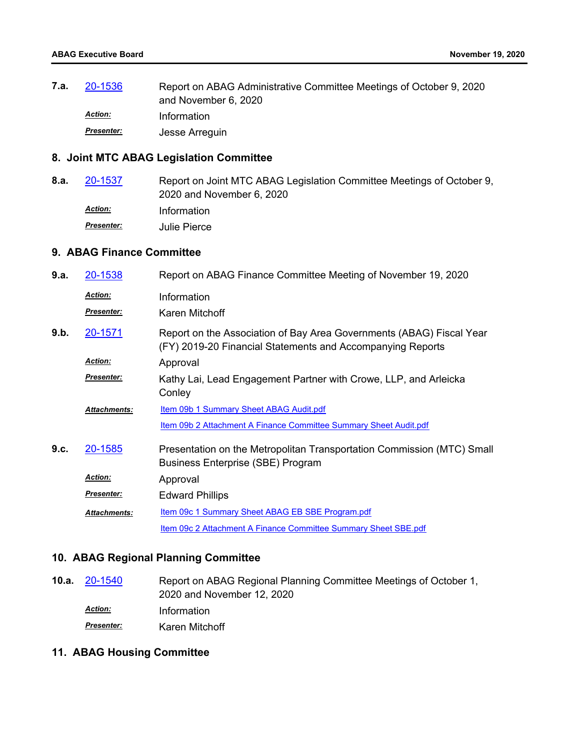**7.a.** 20-1536 Report on ABAG Administrative Committee Meetings of October 9, 2020 and November 6, 2020

*Action:* Information

*Presenter:* Jesse Arreguin

## 8. Joint MTC ABAG Legislation Committee

**8.a.** 20-1537 Report on Joint MTC ABAG Legislation Committee Meetings of October 9, 2020 and November 6, 2020

*Action:* Information

*Presenter:* Julie Pierce

## 9. ABAG Finance Committee

**9.a.** 20-1538 Report on ABAG Finance Committee Meeting of November 19, 2020

*Action:* Information

*Presenter:* Karen Mitchoff

**9.b.** 20-1571 Report on the Association of Bay Area Governments (ABAG) Fiscal Year (FY) 2019-20 Financial Statements and Accompanying Reports

*Action:* Approval

*Presenter:* Kathy Lai, Lead Engagement Partner with Crowe, LLP, and Arleicka Conley

*Attachments:* Item 09b 1 Summary Sheet ABAG Audit.pdf

Item 09b 2 Attachment A Finance Committee Summary Sheet Audit.pdf

**9.c.** 20-1585 Presentation on the Metropolitan Transportation Commission (MTC) Small Business Enterprise (SBE) Program

*Action:* Approval

*Presenter:* Edward Phillips

*Attachments:* Item 09c 1 Summary Sheet ABAG EB SBE Program.pdf

Item 09c 2 Attachment A Finance Committee Summary Sheet SBE.pdf

## 10. ABAG Regional Planning Committee

**10.a.** 20-1540 Report on ABAG Regional Planning Committee Meetings of October 1, 2020 and November 12, 2020

*Action:* Information

*Presenter:* Karen Mitchoff

## 11. ABAG Housing Committee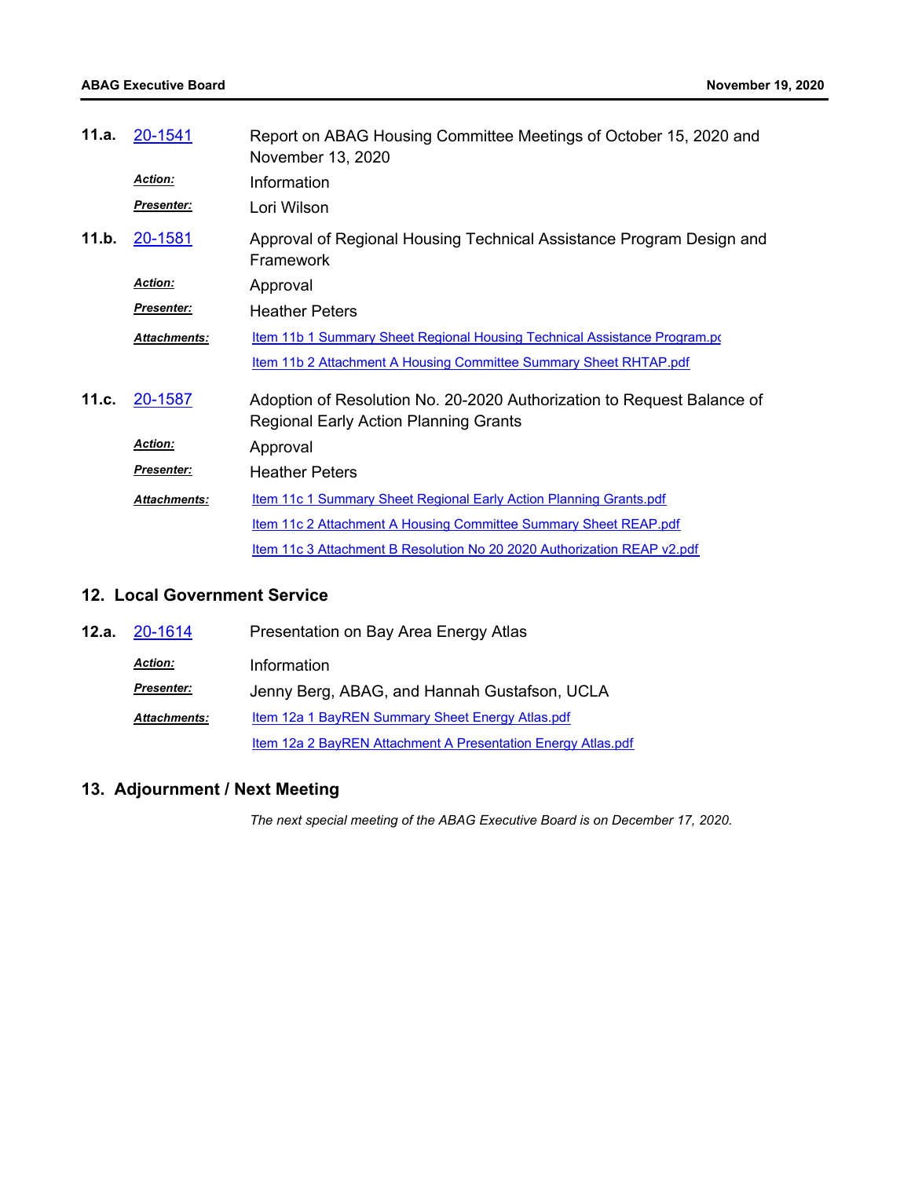**11.a.** 20-1541 Report on ABAG Housing Committee Meetings of October 15, 2020 and November 13, 2020

***Action:*** Information

***Presenter:*** Lori Wilson

**11.b.** 20-1581 Approval of Regional Housing Technical Assistance Program Design and Framework

***Action:*** Approval

***Presenter:*** Heather Peters

***Attachments:*** Item 11b 1 Summary Sheet Regional Housing Technical Assistance Program.pdf

Item 11b 2 Attachment A Housing Committee Summary Sheet RHTAP.pdf

**11.c.** 20-1587 Adoption of Resolution No. 20-2020 Authorization to Request Balance of Regional Early Action Planning Grants

***Action:*** Approval

***Presenter:*** Heather Peters

***Attachments:*** Item 11c 1 Summary Sheet Regional Early Action Planning Grants.pdf

Item 11c 2 Attachment A Housing Committee Summary Sheet REAP.pdf

Item 11c 3 Attachment B Resolution No 20 2020 Authorization REAP v2.pdf

## 12. Local Government Service

**12.a.** 20-1614 Presentation on Bay Area Energy Atlas

***Action:*** Information

***Presenter:*** Jenny Berg, ABAG, and Hannah Gustafson, UCLA

***Attachments:*** Item 12a 1 BayREN Summary Sheet Energy Atlas.pdf

Item 12a 2 BayREN Attachment A Presentation Energy Atlas.pdf

## 13. Adjournment / Next Meeting

*The next special meeting of the ABAG Executive Board is on December 17, 2020.*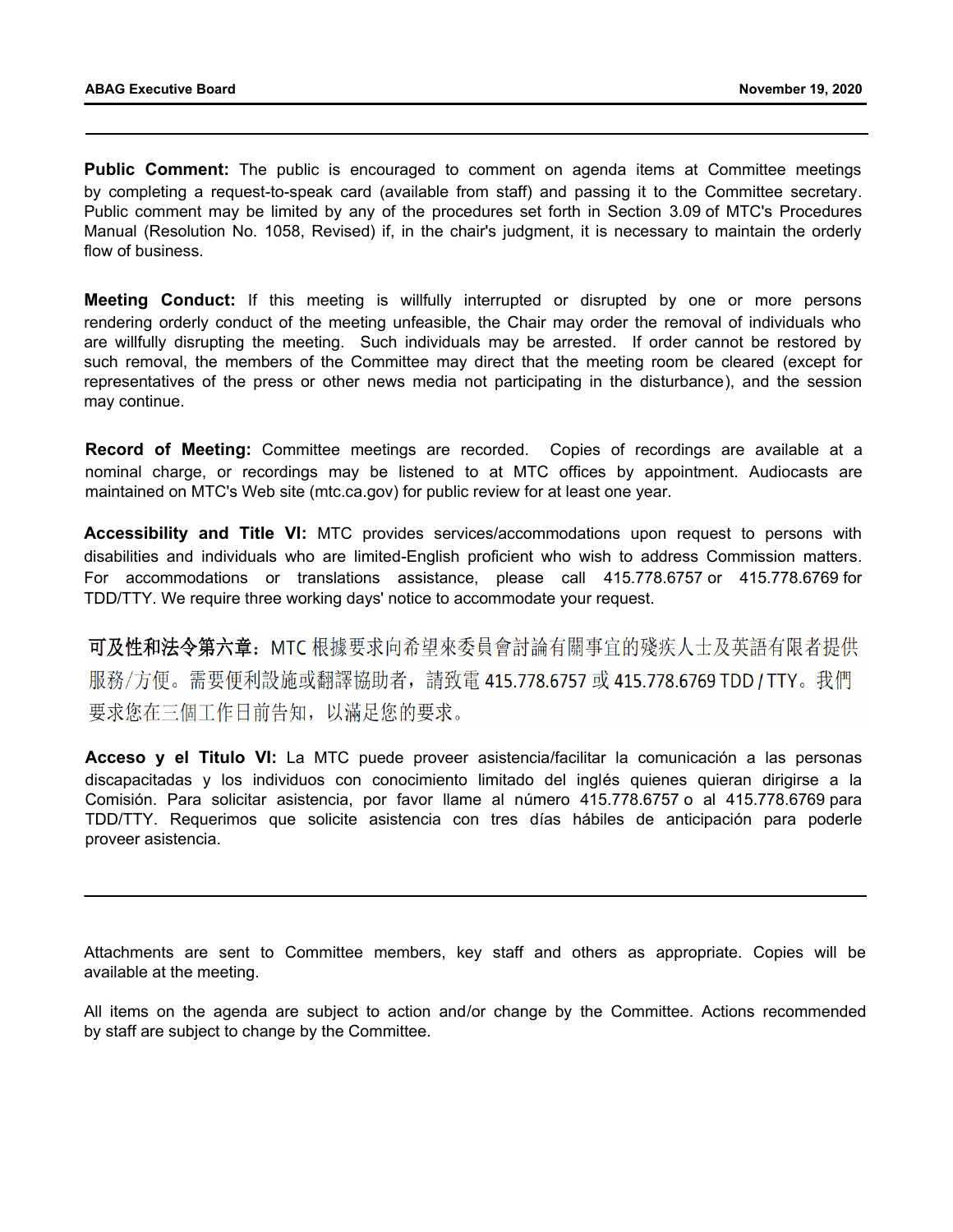**Public Comment:** The public is encouraged to comment on agenda items at Committee meetings by completing a request-to-speak card (available from staff) and passing it to the Committee secretary. Public comment may be limited by any of the procedures set forth in Section 3.09 of MTC's Procedures Manual (Resolution No. 1058, Revised) if, in the chair's judgment, it is necessary to maintain the orderly flow of business.

**Meeting Conduct:** If this meeting is willfully interrupted or disrupted by one or more persons rendering orderly conduct of the meeting unfeasible, the Chair may order the removal of individuals who are willfully disrupting the meeting. Such individuals may be arrested. If order cannot be restored by such removal, the members of the Committee may direct that the meeting room be cleared (except for representatives of the press or other news media not participating in the disturbance), and the session may continue.

**Record of Meeting:** Committee meetings are recorded. Copies of recordings are available at a nominal charge, or recordings may be listened to at MTC offices by appointment. Audiocasts are maintained on MTC's Web site (mtc.ca.gov) for public review for at least one year.

**Accessibility and Title VI:** MTC provides services/accommodations upon request to persons with disabilities and individuals who are limited-English proficient who wish to address Commission matters. For accommodations or translations assistance, please call 415.778.6757 or 415.778.6769 for TDD/TTY. We require three working days' notice to accommodate your request.

**可及性和法令第六章：**MTC 根據要求向希望來委員會討論有關事宜的殘疾人士及英語有限者提供服務/方便。需要便利設施或翻譯協助者，請致電 415.778.6757 或 415.778.6769 TDD / TTY。我們要求您在三個工作日前告知，以滿足您的要求。

**Acceso y el Titulo VI:** La MTC puede proveer asistencia/facilitar la comunicación a las personas discapacitadas y los individuos con conocimiento limitado del inglés quienes quieran dirigirse a la Comisión. Para solicitar asistencia, por favor llame al número 415.778.6757 o al 415.778.6769 para TDD/TTY. Requerimos que solicite asistencia con tres días hábiles de anticipación para poderle proveer asistencia.

---

Attachments are sent to Committee members, key staff and others as appropriate. Copies will be available at the meeting.

All items on the agenda are subject to action and/or change by the Committee. Actions recommended by staff are subject to change by the Committee.